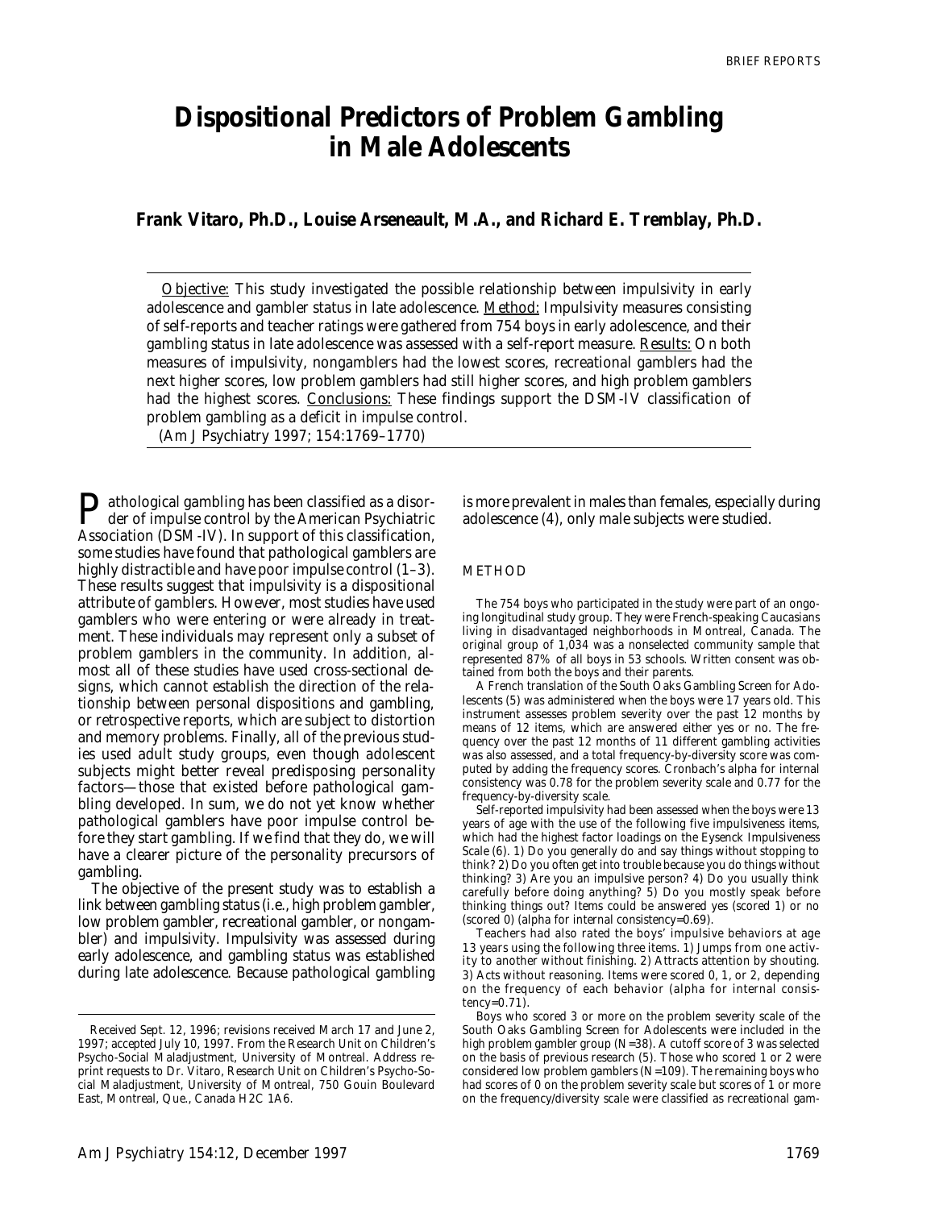# Dispositional Predictors of Problem Gambling in Male Adolescents

**Frank Vitaro, Ph.D., Louise Arseneault, M.A., and Richard E. Tremblay, Ph.D.**

Objective: This study investigated the possible relationship between impulsivity in early adolescence and gambler status in late adolescence. Method: Impulsivity measures consisting of self-reports and teacher ratings were gathered from 754 boys in early adolescence, and their gambling status in late adolescence was assessed with a self-report measure. Results: On both measures of impulsivity, nongamblers had the lowest scores, recreational gamblers had the next higher scores, low problem gamblers had still higher scores, and high problem gamblers had the highest scores. Conclusions: These findings support the DSM-IV classification of problem gambling as a deficit in impulse control.

(Am J Psychiatry 1997; 154:1769–1770)

Pathological gambling has been classified as a disorder of impulse control by the American Psychiatric Association (DSM-IV). In support of this classification, some studies have found that pathological gamblers are highly distractible and have poor impulse control (1–3). These results suggest that impulsivity is a dispositional attribute of gamblers. However, most studies have used gamblers who were entering or were already in treatment. These individuals may represent only a subset of problem gamblers in the community. In addition, almost all of these studies have used cross-sectional designs, which cannot establish the direction of the relationship between personal dispositions and gambling, or retrospective reports, which are subject to distortion and memory problems. Finally, all of the previous studies used adult study groups, even though adolescent subjects might better reveal predisposing personality factors—those that existed before pathological gambling developed. In sum, we do not yet know whether pathological gamblers have poor impulse control before they start gambling. If we find that they do, we will have a clearer picture of the personality precursors of gambling.

The objective of the present study was to establish a link between gambling status (i.e., high problem gambler, low problem gambler, recreational gambler, or nongambler) and impulsivity. Impulsivity was assessed during early adolescence, and gambling status was established during late adolescence. Because pathological gambling is more prevalent in males than females, especially during adolescence (4), only male subjects were studied.

## METHOD

The 754 boys who participated in the study were part of an ongoing longitudinal study group. They were French-speaking Caucasians living in disadvantaged neighborhoods in Montreal, Canada. The original group of 1,034 was a nonselected community sample that represented 87% of all boys in 53 schools. Written consent was obtained from both the boys and their parents.

A French translation of the South Oaks Gambling Screen for Adolescents (5) was administered when the boys were 17 years old. This instrument assesses problem severity over the past 12 months by means of 12 items, which are answered either yes or no. The frequency over the past 12 months of 11 different gambling activities was also assessed, and a total frequency-by-diversity score was computed by adding the frequency scores. Cronbach's alpha for internal consistency was 0.78 for the problem severity scale and 0.77 for the frequency-by-diversity scale.

Self-reported impulsivity had been assessed when the boys were 13 years of age with the use of the following five impulsiveness items, which had the highest factor loadings on the Eysenck Impulsiveness Scale (6). 1) Do you generally do and say things without stopping to think? 2) Do you often get into trouble because you do things without thinking? 3) Are you an impulsive person? 4) Do you usually think carefully before doing anything? 5) Do you mostly speak before thinking things out? Items could be answered yes (scored 1) or no (scored 0) (alpha for internal consistency=0.69).

Teachers had also rated the boys' impulsive behaviors at age 13 years using the following three items. 1) Jumps from one activity to another without finishing. 2) Attracts attention by shouting. 3) Acts without reasoning. Items were scored 0, 1, or 2, depending on the frequency of each behavior (alpha for internal consistency=0.71).

Boys who scored 3 or more on the problem severity scale of the South Oaks Gambling Screen for Adolescents were included in the high problem gambler group (N=38). A cutoff score of 3 was selected on the basis of previous research (5). Those who scored 1 or 2 were considered low problem gamblers (N=109). The remaining boys who had scores of 0 on the problem severity scale but scores of 1 or more on the frequency/diversity scale were classified as recreational gam-

Received Sept. 12, 1996; revisions received March 17 and June 2, 1997; accepted July 10, 1997. From the Research Unit on Children's Psycho-Social Maladjustment, University of Montreal. Address reprint requests to Dr. Vitaro, Research Unit on Children's Psycho-Social Maladjustment, University of Montreal, 750 Gouin Boulevard East, Montreal, Que., Canada H2C 1A6.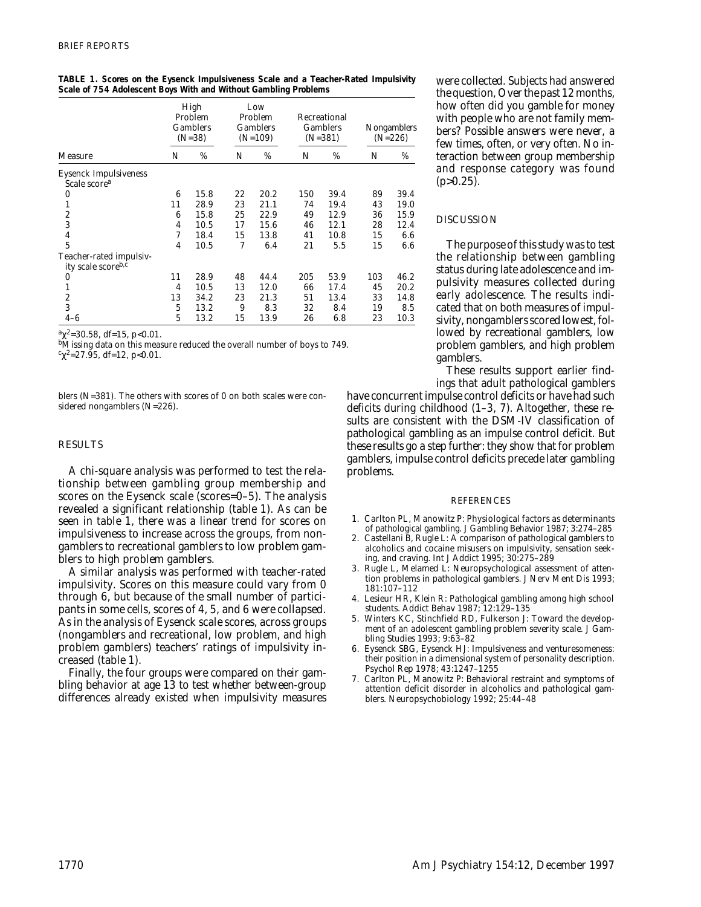**TABLE 1. Scores on the Eysenck Impulsiveness Scale and a Teacher-Rated Impulsivity Scale of 754 Adolescent Boys With and Without Gambling Problems**

| Measure | High Problem Gamblers (N=38) | | Low Problem Gamblers (N=109) | | Recreational Gamblers (N=381) | | Nongamblers (N=226) | |
|---|---|---|---|---|---|---|---|---|
| | N | % | N | % | N | % | N | % |
| Eysenck Impulsiveness Scale score[a] | | | | | | | | |
| 0 | 6 | 15.8 | 22 | 20.2 | 150 | 39.4 | 89 | 39.4 |
| 1 | 11 | 28.9 | 23 | 21.1 | 74 | 19.4 | 43 | 19.0 |
| 2 | 6 | 15.8 | 25 | 22.9 | 49 | 12.9 | 36 | 15.9 |
| 3 | 4 | 10.5 | 17 | 15.6 | 46 | 12.1 | 28 | 12.4 |
| 4 | 7 | 18.4 | 15 | 13.8 | 41 | 10.8 | 15 | 6.6 |
| 5 | 4 | 10.5 | 7 | 6.4 | 21 | 5.5 | 15 | 6.6 |
| Teacher-rated impulsivity scale score[b,c] | | | | | | | | |
| 0 | 11 | 28.9 | 48 | 44.4 | 205 | 53.9 | 103 | 46.2 |
| 1 | 4 | 10.5 | 13 | 12.0 | 66 | 17.4 | 45 | 20.2 |
| 2 | 13 | 34.2 | 23 | 21.3 | 51 | 13.4 | 33 | 14.8 |
| 3 | 5 | 13.2 | 9 | 8.3 | 32 | 8.4 | 19 | 8.5 |
| 4–6 | 5 | 13.2 | 15 | 13.9 | 26 | 6.8 | 23 | 10.3 |

[a] $\chi^2$=30.58, df=15, $p<0.01$.
[b] Missing data on this measure reduced the overall number of boys to 749.
[c] $\chi^2$=27.95, df=12, $p<0.01$.

blers (N=381). The others with scores of 0 on both scales were considered nongamblers (N=226).

## RESULTS

A chi-square analysis was performed to test the relationship between gambling group membership and scores on the Eysenck scale (scores=0–5). The analysis revealed a significant relationship (table 1). As can be seen in table 1, there was a linear trend for scores on impulsiveness to increase across the groups, from nongamblers to recreational gamblers to low problem gamblers to high problem gamblers.

A similar analysis was performed with teacher-rated impulsivity. Scores on this measure could vary from 0 through 6, but because of the small number of participants in some cells, scores of 4, 5, and 6 were collapsed. As in the analysis of Eysenck scale scores, across groups (nongamblers and recreational, low problem, and high problem gamblers) teachers' ratings of impulsivity increased (table 1).

Finally, the four groups were compared on their gambling behavior at age 13 to test whether between-group differences already existed when impulsivity measures were collected. Subjects had answered the question, Over the past 12 months, how often did you gamble for money with people who are not family members? Possible answers were never, a few times, often, or very often. No interaction between group membership and response category was found ($p>0.25$).

## DISCUSSION

The purpose of this study was to test the relationship between gambling status during late adolescence and impulsivity measures collected during early adolescence. The results indicated that on both measures of impulsivity, nongamblers scored lowest, followed by recreational gamblers, low problem gamblers, and high problem gamblers.

These results support earlier findings that adult pathological gamblers have concurrent impulse control deficits or have had such deficits during childhood (1–3, 7). Altogether, these results are consistent with the DSM-IV classification of pathological gambling as an impulse control deficit. But these results go a step further: they show that for problem gamblers, impulse control deficits precede later gambling problems.

### REFERENCES

1. Carlton PL, Manowitz P: Physiological factors as determinants of pathological gambling. J Gambling Behavior 1987; 3:274–285
2. Castellani B, Rugle L: A comparison of pathological gamblers to alcoholics and cocaine misusers on impulsivity, sensation seeking, and craving. Int J Addict 1995; 30:275–289
3. Rugle L, Melamed L: Neuropsychological assessment of attention problems in pathological gamblers. J Nerv Ment Dis 1993; 181:107–112
4. Lesieur HR, Klein R: Pathological gambling among high school students. Addict Behav 1987; 12:129–135
5. Winters KC, Stinchfield RD, Fulkerson J: Toward the development of an adolescent gambling problem severity scale. J Gambling Studies 1993; 9:63–82
6. Eysenck SBG, Eysenck HJ: Impulsiveness and venturesomeness: their position in a dimensional system of personality description. Psychol Rep 1978; 43:1247–1255
7. Carlton PL, Manowitz P: Behavioral restraint and symptoms of attention deficit disorder in alcoholics and pathological gamblers. Neuropsychobiology 1992; 25:44–48